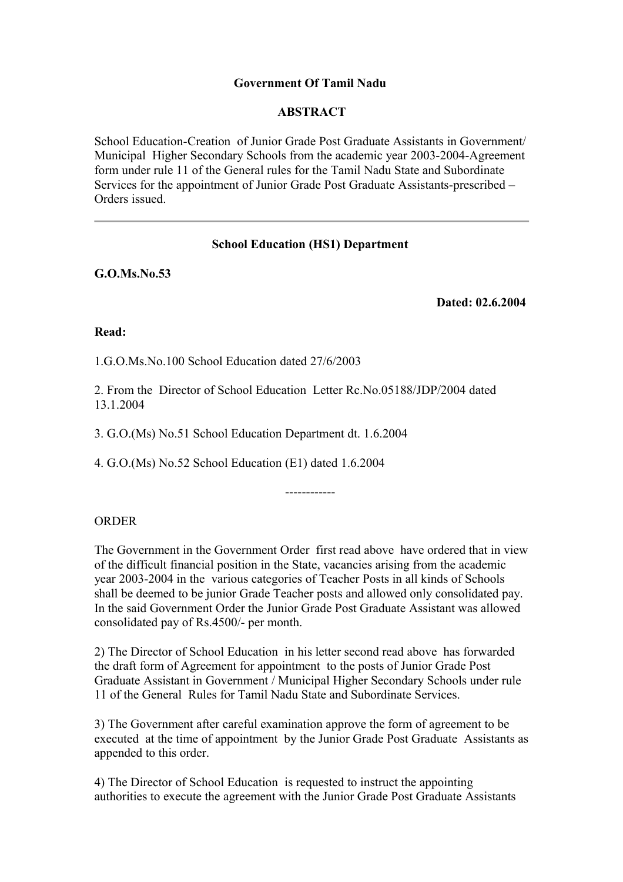**Government Of Tamil Nadu**

**ABSTRACT**

School Education-Creation of Junior Grade Post Graduate Assistants in Government/ Municipal Higher Secondary Schools from the academic year 2003-2004-Agreement form under rule 11 of the General rules for the Tamil Nadu State and Subordinate Services for the appointment of Junior Grade Post Graduate Assistants-prescribed – Orders issued.

---

**School Education (HS1) Department**

**G.O.Ms.No.53**

**Dated: 02.6.2004**

**Read:**

1.G.O.Ms.No.100 School Education dated 27/6/2003

2. From the Director of School Education Letter Rc.No.05188/JDP/2004 dated 13.1.2004

3. G.O.(Ms) No.51 School Education Department dt. 1.6.2004

4. G.O.(Ms) No.52 School Education (E1) dated 1.6.2004

------------

ORDER

The Government in the Government Order first read above have ordered that in view of the difficult financial position in the State, vacancies arising from the academic year 2003-2004 in the various categories of Teacher Posts in all kinds of Schools shall be deemed to be junior Grade Teacher posts and allowed only consolidated pay. In the said Government Order the Junior Grade Post Graduate Assistant was allowed consolidated pay of Rs.4500/- per month.

2) The Director of School Education in his letter second read above has forwarded the draft form of Agreement for appointment to the posts of Junior Grade Post Graduate Assistant in Government / Municipal Higher Secondary Schools under rule 11 of the General Rules for Tamil Nadu State and Subordinate Services.

3) The Government after careful examination approve the form of agreement to be executed at the time of appointment by the Junior Grade Post Graduate Assistants as appended to this order.

4) The Director of School Education is requested to instruct the appointing authorities to execute the agreement with the Junior Grade Post Graduate Assistants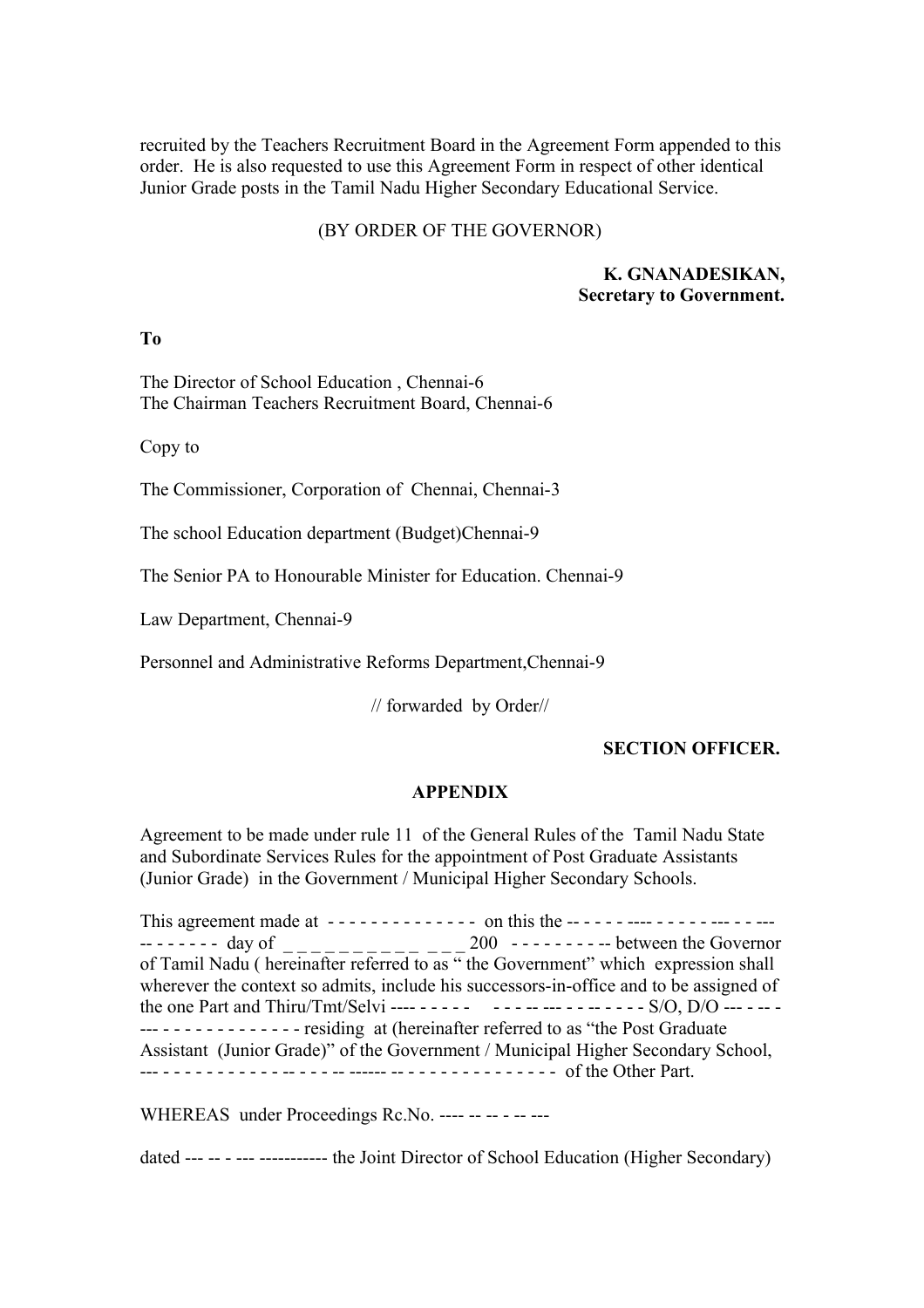recruited by the Teachers Recruitment Board in the Agreement Form appended to this order. He is also requested to use this Agreement Form in respect of other identical Junior Grade posts in the Tamil Nadu Higher Secondary Educational Service.

(BY ORDER OF THE GOVERNOR)

**K. GNANADESIKAN,**
**Secretary to Government.**

**To**

The Director of School Education , Chennai-6
The Chairman Teachers Recruitment Board, Chennai-6

Copy to

The Commissioner, Corporation of Chennai, Chennai-3

The school Education department (Budget)Chennai-9

The Senior PA to Honourable Minister for Education. Chennai-9

Law Department, Chennai-9

Personnel and Administrative Reforms Department,Chennai-9

// forwarded by Order//

**SECTION OFFICER.**

## APPENDIX

Agreement to be made under rule 11 of the General Rules of the Tamil Nadu State and Subordinate Services Rules for the appointment of Post Graduate Assistants (Junior Grade) in the Government / Municipal Higher Secondary Schools.

This agreement made at - - - - - - - - - - - - - - on this the -- - - - - ---- - - - - - --- - - --- -- - - - - - - day of _ _ _ _ _ _ _ _ _ _ _ _ _ 200 - - - - - - - - -- between the Governor of Tamil Nadu ( hereinafter referred to as " the Government" which expression shall wherever the context so admits, include his successors-in-office and to be assigned of the one Part and Thiru/Tmt/Selvi ---- - - - - - - - - -- --- - - -- - - - - S/O, D/O --- - -- - --- - - - - - - - - - - - - - residing at (hereinafter referred to as "the Post Graduate Assistant (Junior Grade)" of the Government / Municipal Higher Secondary School, --- - - - - - - - - - - - -- - - - -- ------ -- - - - - - - - - - - - - - - of the Other Part.

WHEREAS under Proceedings Rc.No. ---- -- -- - -- ---

dated --- -- - --- ----------- the Joint Director of School Education (Higher Secondary)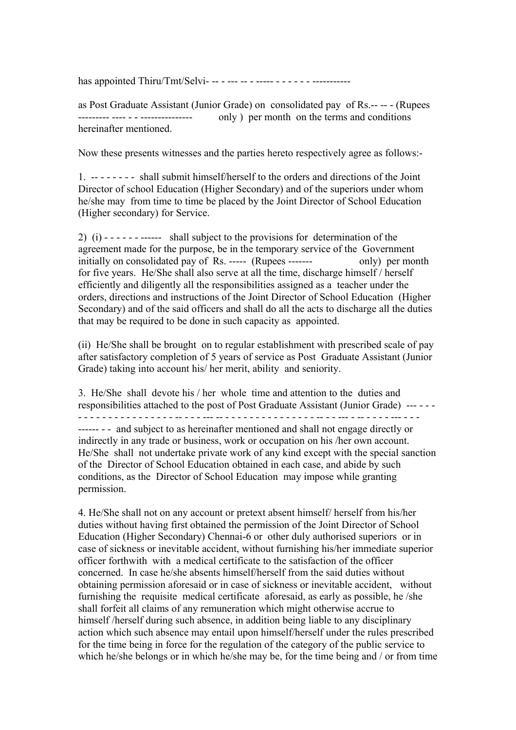has appointed Thiru/Tmt/Selvi- -- - --- -- - ----- - - - - - - -----------

as Post Graduate Assistant (Junior Grade) on consolidated pay of Rs.-- -- - (Rupees --------- ---- - - --------------- only ) per month on the terms and conditions hereinafter mentioned.

Now these presents witnesses and the parties hereto respectively agree as follows:-

1. -- - - - - - - shall submit himself/herself to the orders and directions of the Joint Director of school Education (Higher Secondary) and of the superiors under whom he/she may from time to time be placed by the Joint Director of School Education (Higher secondary) for Service.

2) (i) - - - - - - ------ shall subject to the provisions for determination of the agreement made for the purpose, be in the temporary service of the Government initially on consolidated pay of Rs. ----- (Rupees ------- only) per month for five years. He/She shall also serve at all the time, discharge himself / herself efficiently and diligently all the responsibilities assigned as a teacher under the orders, directions and instructions of the Joint Director of School Education (Higher Secondary) and of the said officers and shall do all the acts to discharge all the duties that may be required to be done in such capacity as appointed.

(ii) He/She shall be brought on to regular establishment with prescribed scale of pay after satisfactory completion of 5 years of service as Post Graduate Assistant (Junior Grade) taking into account his/ her merit, ability and seniority.

3. He/She shall devote his / her whole time and attention to the duties and responsibilities attached to the post of Post Graduate Assistant (Junior Grade) --- - - - - - - - - - - - - - - - - - - - -- - - - - --- -- - - - - - - - - - - - - - - - -- - - --- - -- - - - - - --- - - - ------ - - and subject to as hereinafter mentioned and shall not engage directly or indirectly in any trade or business, work or occupation on his /her own account. He/She shall not undertake private work of any kind except with the special sanction of the Director of School Education obtained in each case, and abide by such conditions, as the Director of School Education may impose while granting permission.

4. He/She shall not on any account or pretext absent himself/ herself from his/her duties without having first obtained the permission of the Joint Director of School Education (Higher Secondary) Chennai-6 or other duly authorised superiors or in case of sickness or inevitable accident, without furnishing his/her immediate superior officer forthwith with a medical certificate to the satisfaction of the officer concerned. In case he/she absents himself/herself from the said duties without obtaining permission aforesaid or in case of sickness or inevitable accident, without furnishing the requisite medical certificate aforesaid, as early as possible, he /she shall forfeit all claims of any remuneration which might otherwise accrue to himself /herself during such absence, in addition being liable to any disciplinary action which such absence may entail upon himself/herself under the rules prescribed for the time being in force for the regulation of the category of the public service to which he/she belongs or in which he/she may be, for the time being and / or from time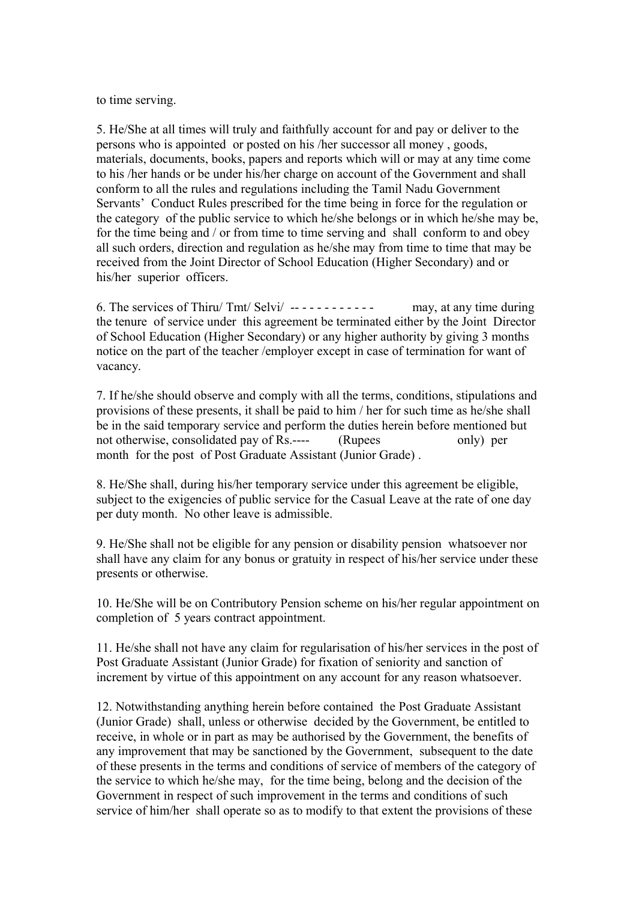to time serving.

5. He/She at all times will truly and faithfully account for and pay or deliver to the persons who is appointed or posted on his /her successor all money , goods, materials, documents, books, papers and reports which will or may at any time come to his /her hands or be under his/her charge on account of the Government and shall conform to all the rules and regulations including the Tamil Nadu Government Servants' Conduct Rules prescribed for the time being in force for the regulation or the category of the public service to which he/she belongs or in which he/she may be, for the time being and / or from time to time serving and shall conform to and obey all such orders, direction and regulation as he/she may from time to time that may be received from the Joint Director of School Education (Higher Secondary) and or his/her superior officers.

6. The services of Thiru/ Tmt/ Selvi/ -- - - - - - - - - - - may, at any time during the tenure of service under this agreement be terminated either by the Joint Director of School Education (Higher Secondary) or any higher authority by giving 3 months notice on the part of the teacher /employer except in case of termination for want of vacancy.

7. If he/she should observe and comply with all the terms, conditions, stipulations and provisions of these presents, it shall be paid to him / her for such time as he/she shall be in the said temporary service and perform the duties herein before mentioned but not otherwise, consolidated pay of Rs.---- (Rupees only) per month for the post of Post Graduate Assistant (Junior Grade) .

8. He/She shall, during his/her temporary service under this agreement be eligible, subject to the exigencies of public service for the Casual Leave at the rate of one day per duty month. No other leave is admissible.

9. He/She shall not be eligible for any pension or disability pension whatsoever nor shall have any claim for any bonus or gratuity in respect of his/her service under these presents or otherwise.

10. He/She will be on Contributory Pension scheme on his/her regular appointment on completion of 5 years contract appointment.

11. He/she shall not have any claim for regularisation of his/her services in the post of Post Graduate Assistant (Junior Grade) for fixation of seniority and sanction of increment by virtue of this appointment on any account for any reason whatsoever.

12. Notwithstanding anything herein before contained the Post Graduate Assistant (Junior Grade) shall, unless or otherwise decided by the Government, be entitled to receive, in whole or in part as may be authorised by the Government, the benefits of any improvement that may be sanctioned by the Government, subsequent to the date of these presents in the terms and conditions of service of members of the category of the service to which he/she may, for the time being, belong and the decision of the Government in respect of such improvement in the terms and conditions of such service of him/her shall operate so as to modify to that extent the provisions of these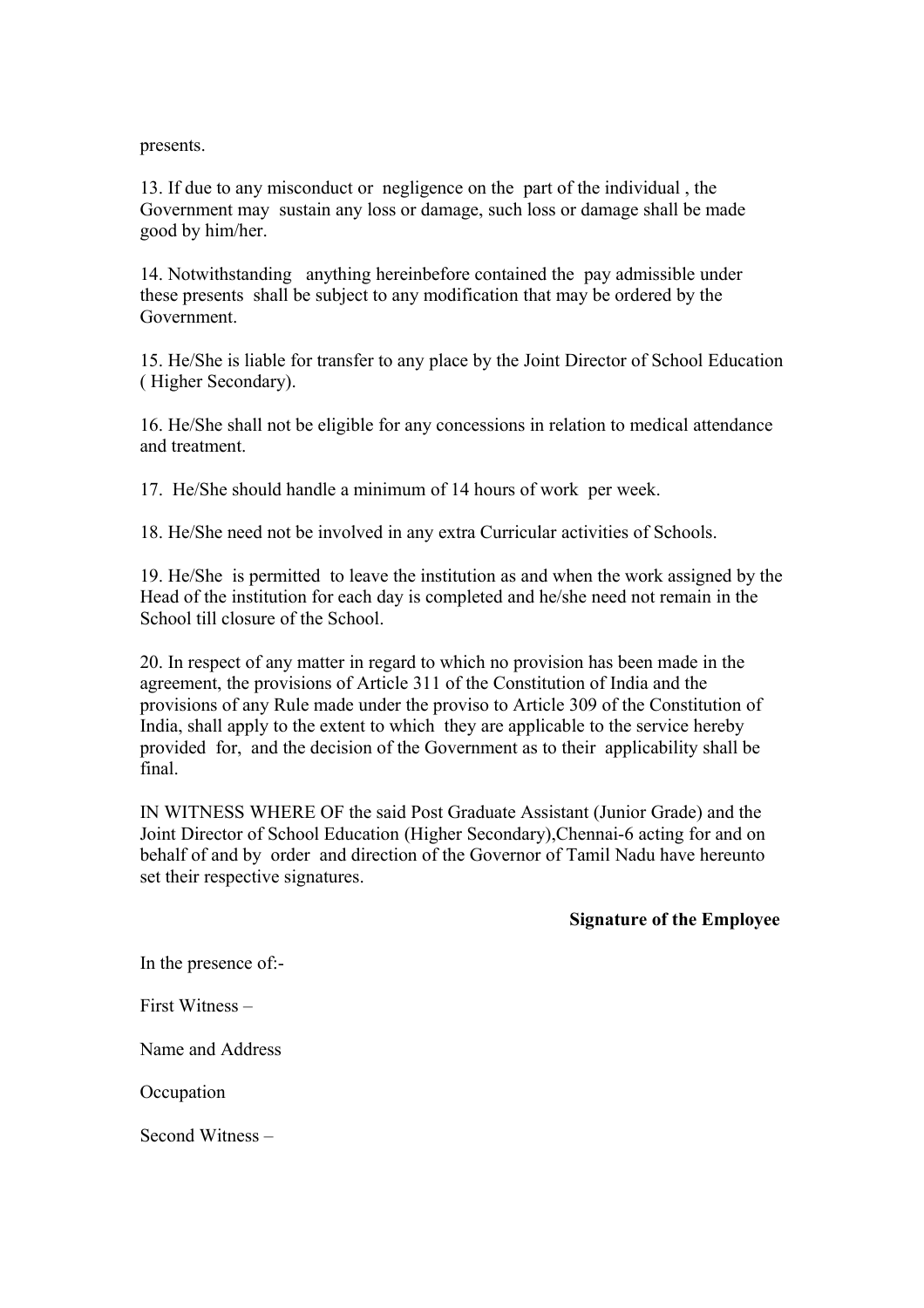presents.

13. If due to any misconduct or negligence on the part of the individual , the Government may sustain any loss or damage, such loss or damage shall be made good by him/her.

14. Notwithstanding anything hereinbefore contained the pay admissible under these presents shall be subject to any modification that may be ordered by the Government.

15. He/She is liable for transfer to any place by the Joint Director of School Education ( Higher Secondary).

16. He/She shall not be eligible for any concessions in relation to medical attendance and treatment.

17. He/She should handle a minimum of 14 hours of work per week.

18. He/She need not be involved in any extra Curricular activities of Schools.

19. He/She is permitted to leave the institution as and when the work assigned by the Head of the institution for each day is completed and he/she need not remain in the School till closure of the School.

20. In respect of any matter in regard to which no provision has been made in the agreement, the provisions of Article 311 of the Constitution of India and the provisions of any Rule made under the proviso to Article 309 of the Constitution of India, shall apply to the extent to which they are applicable to the service hereby provided for, and the decision of the Government as to their applicability shall be final.

IN WITNESS WHERE OF the said Post Graduate Assistant (Junior Grade) and the Joint Director of School Education (Higher Secondary),Chennai-6 acting for and on behalf of and by order and direction of the Governor of Tamil Nadu have hereunto set their respective signatures.

**Signature of the Employee**

In the presence of:-

First Witness –

Name and Address

Occupation

Second Witness –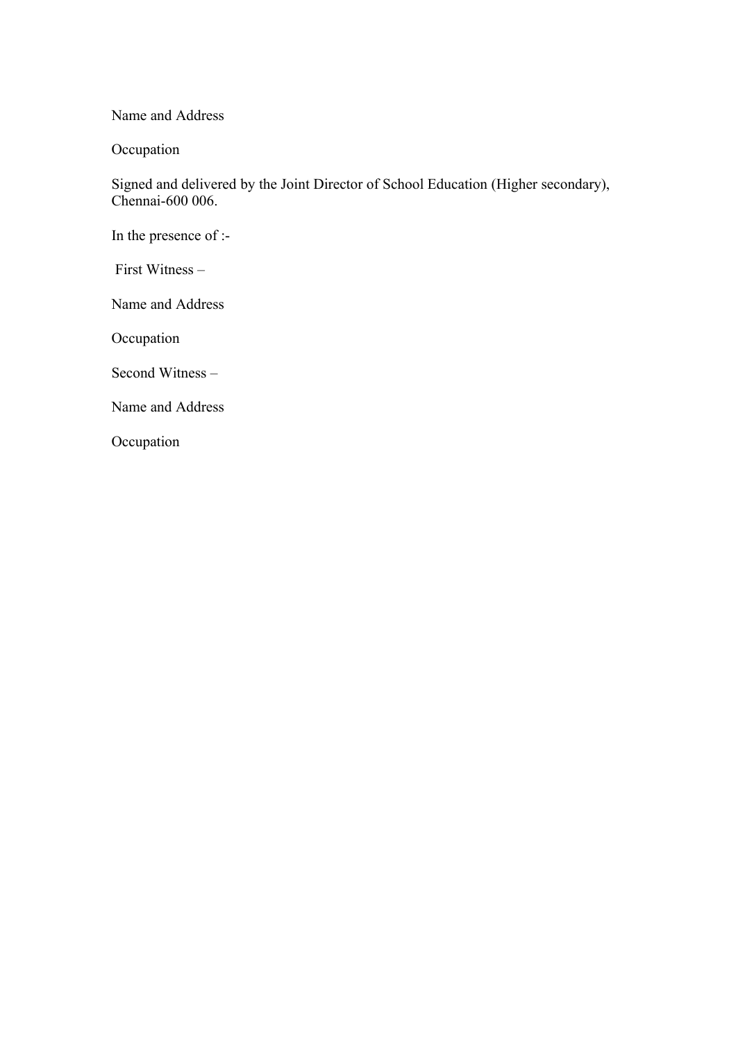Name and Address

Occupation

Signed and delivered by the Joint Director of School Education (Higher secondary), Chennai-600 006.

In the presence of :-

First Witness –

Name and Address

Occupation

Second Witness –

Name and Address

Occupation